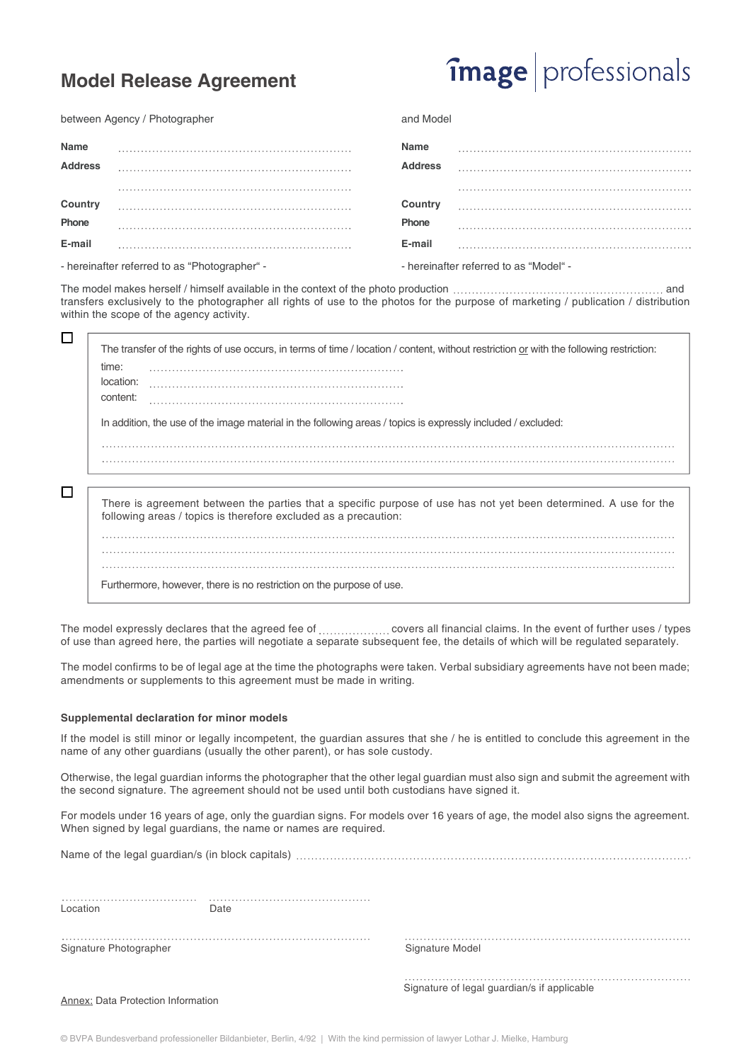# Model Release Agreement

image | professionals

| between Agency / Photographer | | and Model | |
|---|---|---|---|
| **Name** | ............................................................ | **Name** | ............................................................ |
| **Address** | ............................................................ | **Address** | ............................................................ |
| | ............................................................ | | ............................................................ |
| **Country** | ............................................................ | **Country** | ............................................................ |
| **Phone** | ............................................................ | **Phone** | ............................................................ |
| **E-mail** | ............................................................ | **E-mail** | ............................................................ |
| - hereinafter referred to as "Photographer" - | | - hereinafter referred to as "Model" - | |

The model makes herself / himself available in the context of the photo production ...................................................... and transfers exclusively to the photographer all rights of use to the photos for the purpose of marketing / publication / distribution within the scope of the agency activity.

☐ The transfer of the rights of use occurs, in terms of time / location / content, without restriction or with the following restriction:

time: .................................................................

location: .................................................................

content: .................................................................

In addition, the use of the image material in the following areas / topics is expressly included / excluded:

..........................................................................................................................................................

..........................................................................................................................................................

☐ There is agreement between the parties that a specific purpose of use has not yet been determined. A use for the following areas / topics is therefore excluded as a precaution:

..........................................................................................................................................................

..........................................................................................................................................................

..........................................................................................................................................................

Furthermore, however, there is no restriction on the purpose of use.

The model expressly declares that the agreed fee of .................. covers all financial claims. In the event of further uses / types of use than agreed here, the parties will negotiate a separate subsequent fee, the details of which will be regulated separately.

The model confirms to be of legal age at the time the photographs were taken. Verbal subsidiary agreements have not been made; amendments or supplements to this agreement must be made in writing.

### Supplemental declaration for minor models

If the model is still minor or legally incompetent, the guardian assures that she / he is entitled to conclude this agreement in the name of any other guardians (usually the other parent), or has sole custody.

Otherwise, the legal guardian informs the photographer that the other legal guardian must also sign and submit the agreement with the second signature. The agreement should not be used until both custodians have signed it.

For models under 16 years of age, only the guardian signs. For models over 16 years of age, the model also signs the agreement. When signed by legal guardians, the name or names are required.

Name of the legal guardian/s (in block capitals) ..........................................................................................................

.................................... ...........................................

Location Date

................................................................................ ..........................................................................

Signature Photographer Signature Model

..........................................................................

Signature of legal guardian/s if applicable

Annex: Data Protection Information

© BVPA Bundesverband professioneller Bildanbieter, Berlin, 4/92 | With the kind permission of lawyer Lothar J. Mielke, Hamburg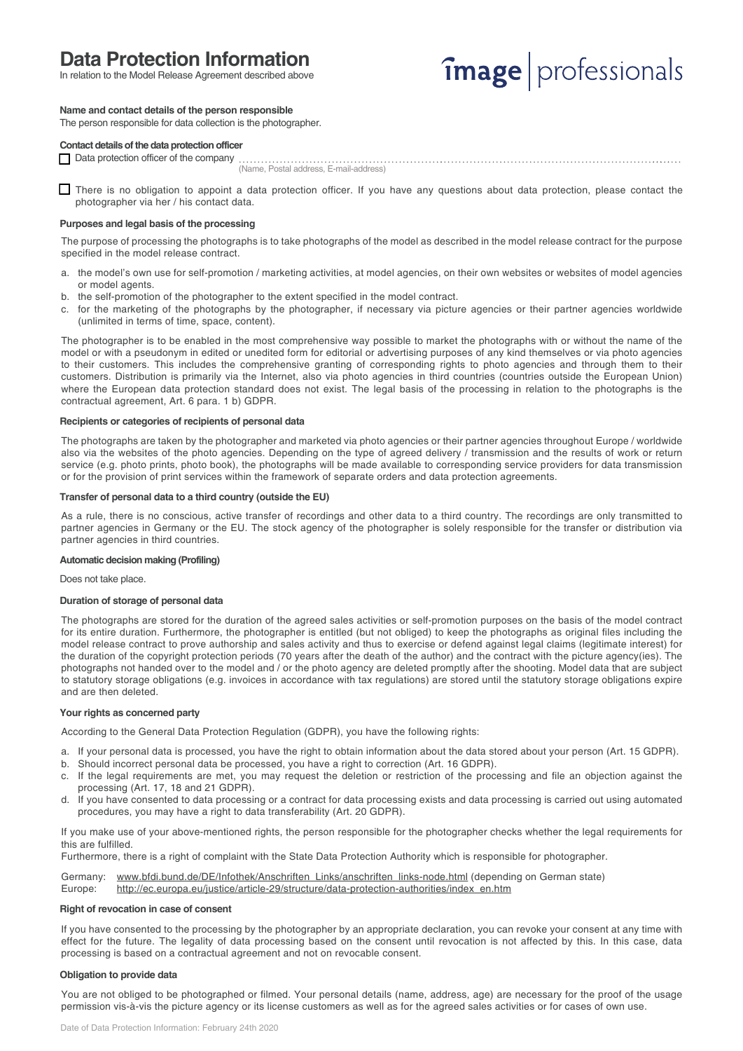# Data Protection Information

In relation to the Model Release Agreement described above

image | professionals

**Name and contact details of the person responsible**

The person responsible for data collection is the photographer.

**Contact details of the data protection officer**

☐ Data protection officer of the company ........................................................................................................
(Name, Postal address, E-mail-address)

☐ There is no obligation to appoint a data protection officer. If you have any questions about data protection, please contact the photographer via her / his contact data.

**Purposes and legal basis of the processing**

The purpose of processing the photographs is to take photographs of the model as described in the model release contract for the purpose specified in the model release contract.

a. the model's own use for self-promotion / marketing activities, at model agencies, on their own websites or websites of model agencies or model agents.
b. the self-promotion of the photographer to the extent specified in the model contract.
c. for the marketing of the photographs by the photographer, if necessary via picture agencies or their partner agencies worldwide (unlimited in terms of time, space, content).

The photographer is to be enabled in the most comprehensive way possible to market the photographs with or without the name of the model or with a pseudonym in edited or unedited form for editorial or advertising purposes of any kind themselves or via photo agencies to their customers. This includes the comprehensive granting of corresponding rights to photo agencies and through them to their customers. Distribution is primarily via the Internet, also via photo agencies in third countries (countries outside the European Union) where the European data protection standard does not exist. The legal basis of the processing in relation to the photographs is the contractual agreement, Art. 6 para. 1 b) GDPR.

**Recipients or categories of recipients of personal data**

The photographs are taken by the photographer and marketed via photo agencies or their partner agencies throughout Europe / worldwide also via the websites of the photo agencies. Depending on the type of agreed delivery / transmission and the results of work or return service (e.g. photo prints, photo book), the photographs will be made available to corresponding service providers for data transmission or for the provision of print services within the framework of separate orders and data protection agreements.

**Transfer of personal data to a third country (outside the EU)**

As a rule, there is no conscious, active transfer of recordings and other data to a third country. The recordings are only transmitted to partner agencies in Germany or the EU. The stock agency of the photographer is solely responsible for the transfer or distribution via partner agencies in third countries.

**Automatic decision making (Profiling)**

Does not take place.

**Duration of storage of personal data**

The photographs are stored for the duration of the agreed sales activities or self-promotion purposes on the basis of the model contract for its entire duration. Furthermore, the photographer is entitled (but not obliged) to keep the photographs as original files including the model release contract to prove authorship and sales activity and thus to exercise or defend against legal claims (legitimate interest) for the duration of the copyright protection periods (70 years after the death of the author) and the contract with the picture agency(ies). The photographs not handed over to the model and / or the photo agency are deleted promptly after the shooting. Model data that are subject to statutory storage obligations (e.g. invoices in accordance with tax regulations) are stored until the statutory storage obligations expire and are then deleted.

**Your rights as concerned party**

According to the General Data Protection Regulation (GDPR), you have the following rights:

a. If your personal data is processed, you have the right to obtain information about the data stored about your person (Art. 15 GDPR).
b. Should incorrect personal data be processed, you have a right to correction (Art. 16 GDPR).
c. If the legal requirements are met, you may request the deletion or restriction of the processing and file an objection against the processing (Art. 17, 18 and 21 GDPR).
d. If you have consented to data processing or a contract for data processing exists and data processing is carried out using automated procedures, you may have a right to data transferability (Art. 20 GDPR).

If you make use of your above-mentioned rights, the person responsible for the photographer checks whether the legal requirements for this are fulfilled.
Furthermore, there is a right of complaint with the State Data Protection Authority which is responsible for photographer.

Germany: www.bfdi.bund.de/DE/Infothek/Anschriften_Links/anschriften_links-node.html (depending on German state)
Europe: http://ec.europa.eu/justice/article-29/structure/data-protection-authorities/index_en.htm

**Right of revocation in case of consent**

If you have consented to the processing by the photographer by an appropriate declaration, you can revoke your consent at any time with effect for the future. The legality of data processing based on the consent until revocation is not affected by this. In this case, data processing is based on a contractual agreement and not on revocable consent.

**Obligation to provide data**

You are not obliged to be photographed or filmed. Your personal details (name, address, age) are necessary for the proof of the usage permission vis-à-vis the picture agency or its license customers as well as for the agreed sales activities or for cases of own use.

Date of Data Protection Information: February 24th 2020